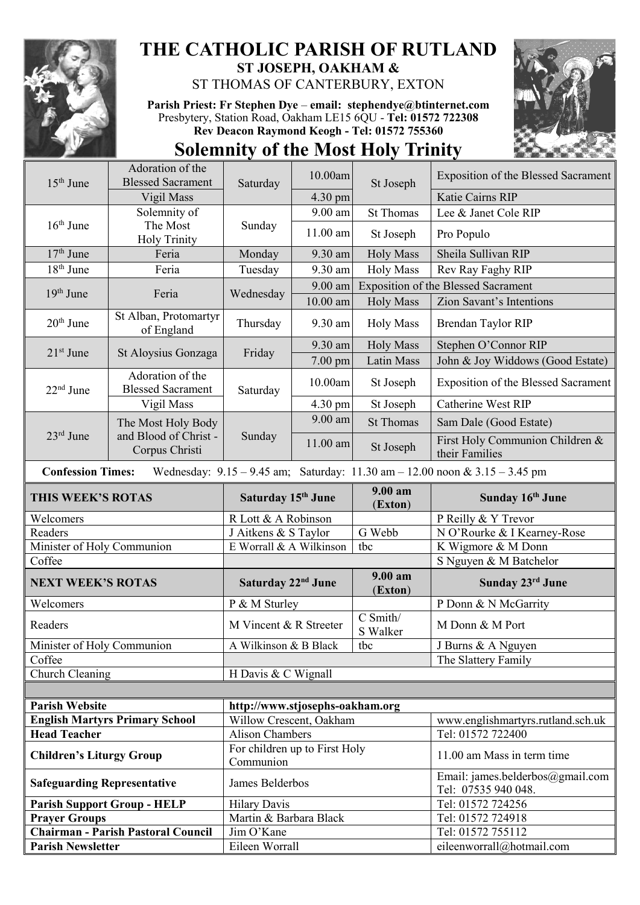# THE CATHOLIC PARISH OF RUTLAND

## ST JOSEPH, OAKHAM &
ST THOMAS OF CANTERBURY, EXTON

**Parish Priest: Fr Stephen Dye** – **email: stephendye@btinternet.com**
Presbytery, Station Road, Oakham LE15 6QU - **Tel: 01572 722308**
**Rev Deacon Raymond Keogh - Tel: 01572 755360**

# Solemnity of the Most Holy Trinity

| Date | Celebration | Day | Time | Place | Intention |
|---|---|---|---|---|---|
| 15th June | Adoration of the Blessed Sacrament | Saturday | 10.00am | St Joseph | Exposition of the Blessed Sacrament |
| | Vigil Mass | | 4.30 pm | | Katie Cairns RIP |
| 16th June | Solemnity of The Most Holy Trinity | Sunday | 9.00 am | St Thomas | Lee & Janet Cole RIP |
| | | | 11.00 am | St Joseph | Pro Populo |
| 17th June | Feria | Monday | 9.30 am | Holy Mass | Sheila Sullivan RIP |
| 18th June | Feria | Tuesday | 9.30 am | Holy Mass | Rev Ray Faghy RIP |
| 19th June | Feria | Wednesday | 9.00 am | Exposition of the Blessed Sacrament | |
| | | | 10.00 am | Holy Mass | Zion Savant's Intentions |
| 20th June | St Alban, Protomartyr of England | Thursday | 9.30 am | Holy Mass | Brendan Taylor RIP |
| 21st June | St Aloysius Gonzaga | Friday | 9.30 am | Holy Mass | Stephen O'Connor RIP |
| | | | 7.00 pm | Latin Mass | John & Joy Widdows (Good Estate) |
| 22nd June | Adoration of the Blessed Sacrament | Saturday | 10.00am | St Joseph | Exposition of the Blessed Sacrament |
| | Vigil Mass | | 4.30 pm | St Joseph | Catherine West RIP |
| 23rd June | The Most Holy Body and Blood of Christ - Corpus Christi | Sunday | 9.00 am | St Thomas | Sam Dale (Good Estate) |
| | | | 11.00 am | St Joseph | First Holy Communion Children & their Families |

**Confession Times:** Wednesday: 9.15 – 9.45 am; Saturday: 11.30 am – 12.00 noon & 3.15 – 3.45 pm

| THIS WEEK'S ROTAS | Saturday 15th June | 9.00 am (Exton) | Sunday 16th June |
|---|---|---|---|
| Welcomers | R Lott & A Robinson | | P Reilly & Y Trevor |
| Readers | J Aitkens & S Taylor | G Webb | N O'Rourke & I Kearney-Rose |
| Minister of Holy Communion | E Worrall & A Wilkinson | tbc | K Wigmore & M Donn |
| Coffee | | | S Nguyen & M Batchelor |
| **NEXT WEEK'S ROTAS** | **Saturday 22nd June** | **9.00 am (Exton)** | **Sunday 23rd June** |
| Welcomers | P & M Sturley | | P Donn & N McGarrity |
| Readers | M Vincent & R Streeter | C Smith/ S Walker | M Donn & M Port |
| Minister of Holy Communion | A Wilkinson & B Black | tbc | J Burns & A Nguyen |
| Coffee | | | The Slattery Family |
| Church Cleaning | H Davis & C Wignall | | |

| | | |
|---|---|---|
| **Parish Website** | **http://www.stjosephs-oakham.org** | |
| **English Martyrs Primary School** | Willow Crescent, Oakham | www.englishmartyrs.rutland.sch.uk |
| **Head Teacher** | Alison Chambers | Tel: 01572 722400 |
| **Children's Liturgy Group** | For children up to First Holy Communion | 11.00 am Mass in term time |
| **Safeguarding Representative** | James Belderbos | Email: james.belderbos@gmail.com Tel: 07535 940 048. |
| **Parish Support Group - HELP** | Hilary Davis | Tel: 01572 724256 |
| **Prayer Groups** | Martin & Barbara Black | Tel: 01572 724918 |
| **Chairman - Parish Pastoral Council** | Jim O'Kane | Tel: 01572 755112 |
| **Parish Newsletter** | Eileen Worrall | eileenworrall@hotmail.com |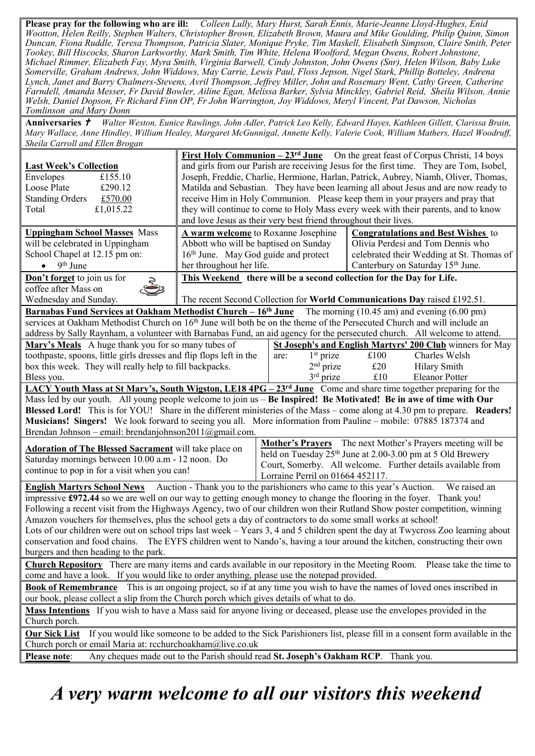**Please pray for the following who are ill:** *Colleen Lully, Mary Hurst, Sarah Ennis, Marie-Jeanne Lloyd-Hughes, Enid Wootton, Helen Reilly, Stephen Walters, Christopher Brown, Elizabeth Brown, Maura and Mike Goulding, Philip Quinn, Simon Duncan, Fiona Ruddle, Teresa Thompson, Patricia Slater, Monique Pryke, Tim Maskell, Elisabeth Simpson, Claire Smith, Peter Tookey, Bill Hiscocks, Sharon Larkworthy, Mark Smith, Tim White, Helena Woolford, Megan Owens, Robert Johnstone, Michael Rimmer, Elizabeth Fay, Myra Smith, Virginia Barwell, Cindy Johnston, John Owens (Snr), Helen Wilson, Baby Luke Somerville, Graham Andrews, John Widdows, May Carrie, Lewis Paul, Floss Jepson, Nigel Stark, Phillip Botteley, Andrena Lynch, Janet and Barry Chalmers-Stevens, Avril Thompson, Jeffrey Miller, John and Rosemary Went, Cathy Green, Catherine Farndell, Amanda Messer, Fr David Bowler, Ailine Egan, Melissa Barker, Sylvia Minckley, Gabriel Reid, Sheila Wilson, Annie Welsh, Daniel Dopson, Fr Richard Finn OP, Fr John Warrington, Joy Widdows, Meryl Vincent, Pat Dawson, Nicholas Tomlinson and Mary Donn*

**Anniversaries** ✝ *Walter Weston, Eunice Rawlings, John Adler, Patrick Leo Kelly, Edward Hayes, Kathleen Gillett, Clarissa Brain, Mary Wallace, Anne Hindley, William Healey, Margaret McGunnigal, Annette Kelly, Valerie Cook, William Mathers, Hazel Woodruff, Sheila Carroll and Ellen Brogan*

**Last Week's Collection**

| | |
|---|---|
| Envelopes | £155.10 |
| Loose Plate | £290.12 |
| Standing Orders | £570.00 |
| Total | £1,015.22 |

**First Holy Communion – 23rd June** On the great feast of Corpus Christi, 14 boys and girls from our Parish are receiving Jesus for the first time. They are Tom, Isobel, Joseph, Freddie, Charlie, Hermione, Harlan, Patrick, Aubrey, Niamh, Oliver, Thomas, Matilda and Sebastian. They have been learning all about Jesus and are now ready to receive Him in Holy Communion. Please keep them in your prayers and pray that they will continue to come to Holy Mass every week with their parents, and to know and love Jesus as their very best friend throughout their lives.

**Uppingham School Masses** Mass will be celebrated in Uppingham School Chapel at 12.15 pm on:

- 9th June

**A warm welcome** to Roxanne Josephine Abbott who will be baptised on Sunday 16th June. May God guide and protect her throughout her life.

**Congratulations and Best Wishes** to Olivia Perdesi and Tom Dennis who celebrated their Wedding at St. Thomas of Canterbury on Saturday 15th June.

**Don't forget** to join us for coffee after Mass on Wednesday and Sunday.

**This Weekend** there will be a second collection for the Day for Life.

The recent Second Collection for **World Communications Day** raised £192.51.

**Barnabas Fund Services at Oakham Methodist Church – 16th June** The morning (10.45 am) and evening (6.00 pm) services at Oakham Methodist Church on 16th June will both be on the theme of the Persecuted Church and will include an address by Sally Raynham, a volunteer with Barnabas Fund, an aid agency for the persecuted church. All welcome to attend.

**Mary's Meals** A huge thank you for so many tubes of toothpaste, spoons, little girls dresses and flip flops left in the box this week. They will really help to fill backpacks. Bless you.

**St Joseph's and English Martyrs' 200 Club** winners for May are:

| | | |
|---|---|---|
| 1st prize | £100 | Charles Welsh |
| 2nd prize | £20 | Hilary Smith |
| 3rd prize | £10 | Eleanor Potter |

**LACY Youth Mass at St Mary's, South Wigston, LE18 4PG – 23rd June** Come and share time together preparing for the Mass led by our youth. All young people welcome to join us – **Be Inspired! Be Motivated! Be in awe of time with Our Blessed Lord!** This is for YOU! Share in the different ministeries of the Mass – come along at 4.30 pm to prepare. **Readers! Musicians! Singers!** We look forward to seeing you all. More information from Pauline – mobile: 07885 187374 and Brendan Johnson – email: brendanjohnson2011@gmail.com.

**Adoration of The Blessed Sacrament** will take place on Saturday mornings between 10.00 a.m - 12 noon. Do continue to pop in for a visit when you can!

**Mother's Prayers** The next Mother's Prayers meeting will be held on Tuesday 25th June at 2.00-3.00 pm at 5 Old Brewery Court, Somerby. All welcome. Further details available from Lorraine Perril on 01664 452117.

**English Martyrs School News** Auction - Thank you to the parishioners who came to this year's Auction. We raised an impressive **£972.44** so we are well on our way to getting enough money to change the flooring in the foyer. Thank you! Following a recent visit from the Highways Agency, two of our children won their Rutland Show poster competition, winning Amazon vouchers for themselves, plus the school gets a day of contractors to do some small works at school!
Lots of our children were out on school trips last week – Years 3, 4 and 5 children spent the day at Twycross Zoo learning about conservation and food chains. The EYFS children went to Nando's, having a tour around the kitchen, constructing their own burgers and then heading to the park.

**Church Repository** There are many items and cards available in our repository in the Meeting Room. Please take the time to come and have a look. If you would like to order anything, please use the notepad provided.

**Book of Remembrance** This is an ongoing project, so if at any time you wish to have the names of loved ones inscribed in our book, please collect a slip from the Church porch which gives details of what to do.

**Mass Intentions** If you wish to have a Mass said for anyone living or deceased, please use the envelopes provided in the Church porch.

**Our Sick List** If you would like someone to be added to the Sick Parishioners list, please fill in a consent form available in the Church porch or email Maria at: rcchurchoakham@live.co.uk

**Please note**: Any cheques made out to the Parish should read **St. Joseph's Oakham RCP**. Thank you.

# *A very warm welcome to all our visitors this weekend*